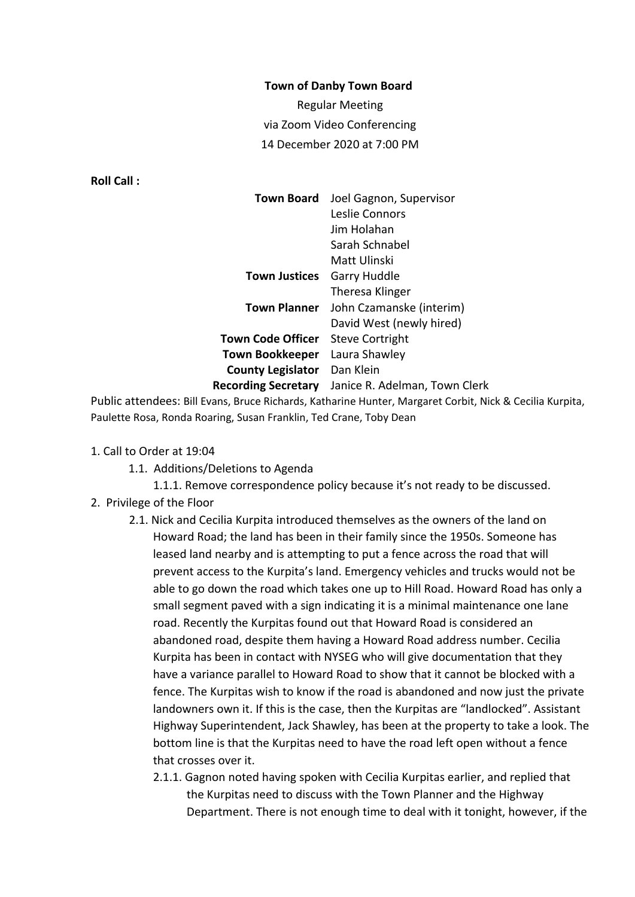**Town of Danby Town Board**

Regular Meeting

via Zoom Video Conferencing

14 December 2020 at 7:00 PM

**Roll Call :**

| | |
|---|---|
| **Town Board** | Joel Gagnon, Supervisor |
| | Leslie Connors |
| | Jim Holahan |
| | Sarah Schnabel |
| | Matt Ulinski |
| **Town Justices** | Garry Huddle |
| | Theresa Klinger |
| **Town Planner** | John Czamanske (interim) |
| | David West (newly hired) |
| **Town Code Officer** | Steve Cortright |
| **Town Bookkeeper** | Laura Shawley |
| **County Legislator** | Dan Klein |
| **Recording Secretary** | Janice R. Adelman, Town Clerk |

Public attendees: Bill Evans, Bruce Richards, Katharine Hunter, Margaret Corbit, Nick & Cecilia Kurpita, Paulette Rosa, Ronda Roaring, Susan Franklin, Ted Crane, Toby Dean

1. Call to Order at 19:04
    - 1.1. Additions/Deletions to Agenda
        - 1.1.1. Remove correspondence policy because it's not ready to be discussed.
2. Privilege of the Floor
    - 2.1. Nick and Cecilia Kurpita introduced themselves as the owners of the land on Howard Road; the land has been in their family since the 1950s. Someone has leased land nearby and is attempting to put a fence across the road that will prevent access to the Kurpita's land. Emergency vehicles and trucks would not be able to go down the road which takes one up to Hill Road. Howard Road has only a small segment paved with a sign indicating it is a minimal maintenance one lane road. Recently the Kurpitas found out that Howard Road is considered an abandoned road, despite them having a Howard Road address number. Cecilia Kurpita has been in contact with NYSEG who will give documentation that they have a variance parallel to Howard Road to show that it cannot be blocked with a fence. The Kurpitas wish to know if the road is abandoned and now just the private landowners own it. If this is the case, then the Kurpitas are "landlocked". Assistant Highway Superintendent, Jack Shawley, has been at the property to take a look. The bottom line is that the Kurpitas need to have the road left open without a fence that crosses over it.
        - 2.1.1. Gagnon noted having spoken with Cecilia Kurpitas earlier, and replied that the Kurpitas need to discuss with the Town Planner and the Highway Department. There is not enough time to deal with it tonight, however, if the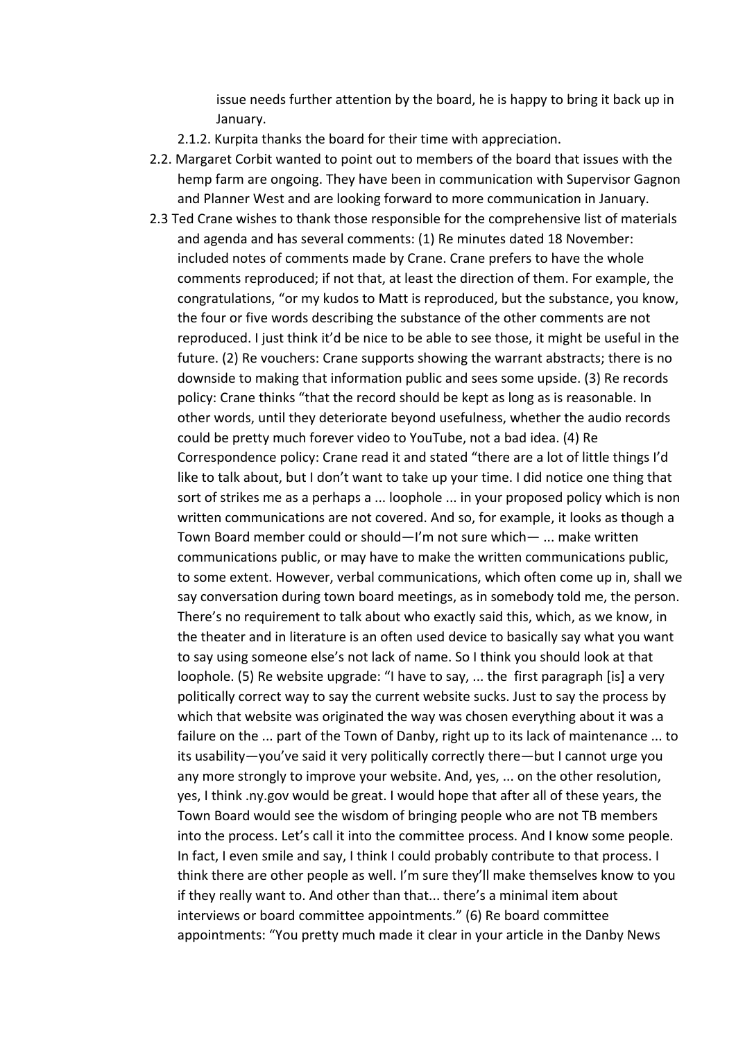issue needs further attention by the board, he is happy to bring it back up in January.

2.1.2. Kurpita thanks the board for their time with appreciation.

2.2. Margaret Corbit wanted to point out to members of the board that issues with the hemp farm are ongoing. They have been in communication with Supervisor Gagnon and Planner West and are looking forward to more communication in January.

2.3 Ted Crane wishes to thank those responsible for the comprehensive list of materials and agenda and has several comments: (1) Re minutes dated 18 November: included notes of comments made by Crane. Crane prefers to have the whole comments reproduced; if not that, at least the direction of them. For example, the congratulations, "or my kudos to Matt is reproduced, but the substance, you know, the four or five words describing the substance of the other comments are not reproduced. I just think it'd be nice to be able to see those, it might be useful in the future. (2) Re vouchers: Crane supports showing the warrant abstracts; there is no downside to making that information public and sees some upside. (3) Re records policy: Crane thinks "that the record should be kept as long as is reasonable. In other words, until they deteriorate beyond usefulness, whether the audio records could be pretty much forever video to YouTube, not a bad idea. (4) Re Correspondence policy: Crane read it and stated "there are a lot of little things I'd like to talk about, but I don't want to take up your time. I did notice one thing that sort of strikes me as a perhaps a ... loophole ... in your proposed policy which is non written communications are not covered. And so, for example, it looks as though a Town Board member could or should—I'm not sure which— ... make written communications public, or may have to make the written communications public, to some extent. However, verbal communications, which often come up in, shall we say conversation during town board meetings, as in somebody told me, the person. There's no requirement to talk about who exactly said this, which, as we know, in the theater and in literature is an often used device to basically say what you want to say using someone else's not lack of name. So I think you should look at that loophole. (5) Re website upgrade: "I have to say, ... the first paragraph [is] a very politically correct way to say the current website sucks. Just to say the process by which that website was originated the way was chosen everything about it was a failure on the ... part of the Town of Danby, right up to its lack of maintenance ... to its usability—you've said it very politically correctly there—but I cannot urge you any more strongly to improve your website. And, yes, ... on the other resolution, yes, I think .ny.gov would be great. I would hope that after all of these years, the Town Board would see the wisdom of bringing people who are not TB members into the process. Let's call it into the committee process. And I know some people. In fact, I even smile and say, I think I could probably contribute to that process. I think there are other people as well. I'm sure they'll make themselves know to you if they really want to. And other than that... there's a minimal item about interviews or board committee appointments." (6) Re board committee appointments: "You pretty much made it clear in your article in the Danby News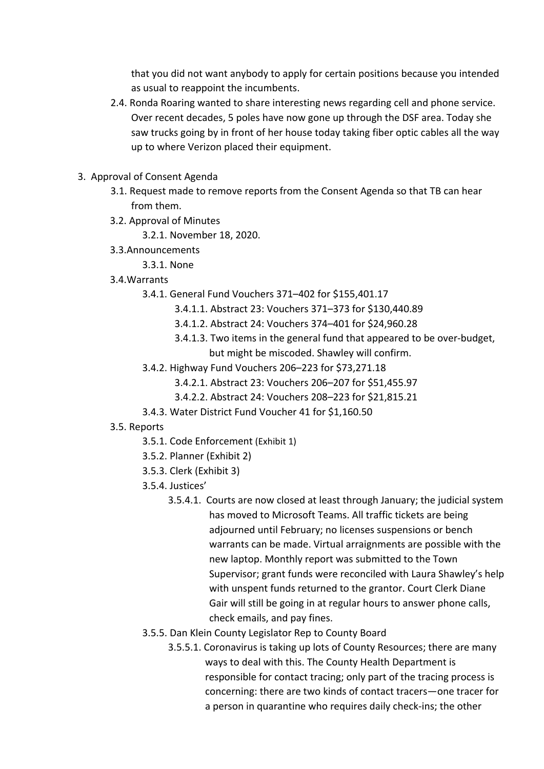that you did not want anybody to apply for certain positions because you intended as usual to reappoint the incumbents.

2.4. Ronda Roaring wanted to share interesting news regarding cell and phone service. Over recent decades, 5 poles have now gone up through the DSF area. Today she saw trucks going by in front of her house today taking fiber optic cables all the way up to where Verizon placed their equipment.

3. Approval of Consent Agenda
    - 3.1. Request made to remove reports from the Consent Agenda so that TB can hear from them.
    - 3.2. Approval of Minutes
        - 3.2.1. November 18, 2020.
    - 3.3. Announcements
        - 3.3.1. None
    - 3.4. Warrants
        - 3.4.1. General Fund Vouchers 371–402 for $155,401.17
            - 3.4.1.1. Abstract 23: Vouchers 371–373 for $130,440.89
            - 3.4.1.2. Abstract 24: Vouchers 374–401 for $24,960.28
            - 3.4.1.3. Two items in the general fund that appeared to be over-budget, but might be miscoded. Shawley will confirm.
        - 3.4.2. Highway Fund Vouchers 206–223 for $73,271.18
            - 3.4.2.1. Abstract 23: Vouchers 206–207 for $51,455.97
            - 3.4.2.2. Abstract 24: Vouchers 208–223 for $21,815.21
        - 3.4.3. Water District Fund Voucher 41 for $1,160.50
    - 3.5. Reports
        - 3.5.1. Code Enforcement (Exhibit 1)
        - 3.5.2. Planner (Exhibit 2)
        - 3.5.3. Clerk (Exhibit 3)
        - 3.5.4. Justices'
            - 3.5.4.1. Courts are now closed at least through January; the judicial system has moved to Microsoft Teams. All traffic tickets are being adjourned until February; no licenses suspensions or bench warrants can be made. Virtual arraignments are possible with the new laptop. Monthly report was submitted to the Town Supervisor; grant funds were reconciled with Laura Shawley's help with unspent funds returned to the grantor. Court Clerk Diane Gair will still be going in at regular hours to answer phone calls, check emails, and pay fines.
        - 3.5.5. Dan Klein County Legislator Rep to County Board
            - 3.5.5.1. Coronavirus is taking up lots of County Resources; there are many ways to deal with this. The County Health Department is responsible for contact tracing; only part of the tracing process is concerning: there are two kinds of contact tracers—one tracer for a person in quarantine who requires daily check-ins; the other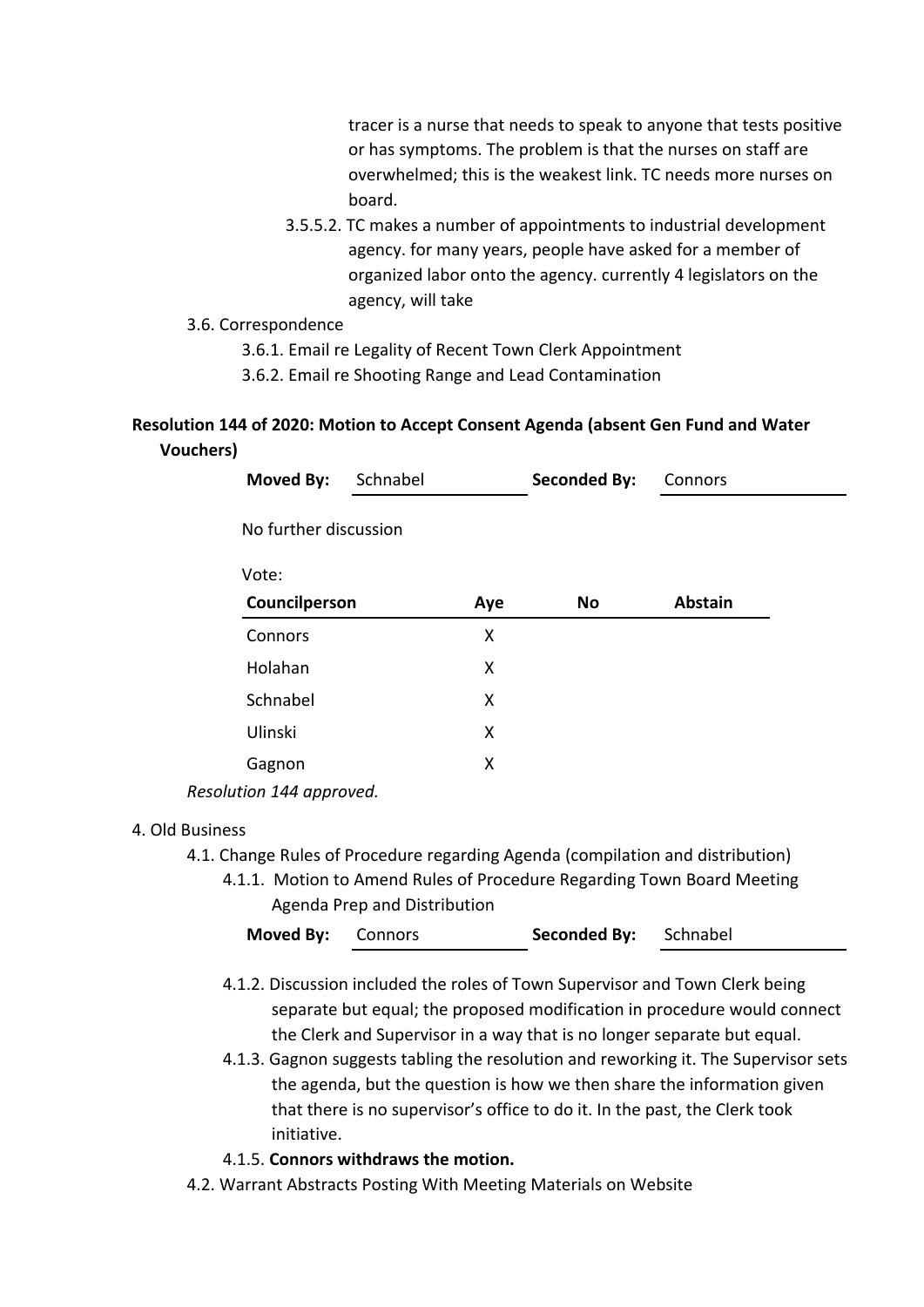tracer is a nurse that needs to speak to anyone that tests positive or has symptoms. The problem is that the nurses on staff are overwhelmed; this is the weakest link. TC needs more nurses on board.

3.5.5.2. TC makes a number of appointments to industrial development agency. for many years, people have asked for a member of organized labor onto the agency. currently 4 legislators on the agency, will take

3.6. Correspondence

3.6.1. Email re Legality of Recent Town Clerk Appointment

3.6.2. Email re Shooting Range and Lead Contamination

**Resolution 144 of 2020: Motion to Accept Consent Agenda (absent Gen Fund and Water Vouchers)**

| **Moved By:** | Schnabel | **Seconded By:** | Connors |
|---|---|---|---|

No further discussion

Vote:

| Councilperson | Aye | No | Abstain |
|---|---|---|---|
| Connors | X | | |
| Holahan | X | | |
| Schnabel | X | | |
| Ulinski | X | | |
| Gagnon | X | | |

*Resolution 144 approved.*

4. Old Business

4.1. Change Rules of Procedure regarding Agenda (compilation and distribution)

4.1.1. Motion to Amend Rules of Procedure Regarding Town Board Meeting Agenda Prep and Distribution

| **Moved By:** | Connors | **Seconded By:** | Schnabel |
|---|---|---|---|

4.1.2. Discussion included the roles of Town Supervisor and Town Clerk being separate but equal; the proposed modification in procedure would connect the Clerk and Supervisor in a way that is no longer separate but equal.

4.1.3. Gagnon suggests tabling the resolution and reworking it. The Supervisor sets the agenda, but the question is how we then share the information given that there is no supervisor's office to do it. In the past, the Clerk took initiative.

4.1.5. **Connors withdraws the motion.**

4.2. Warrant Abstracts Posting With Meeting Materials on Website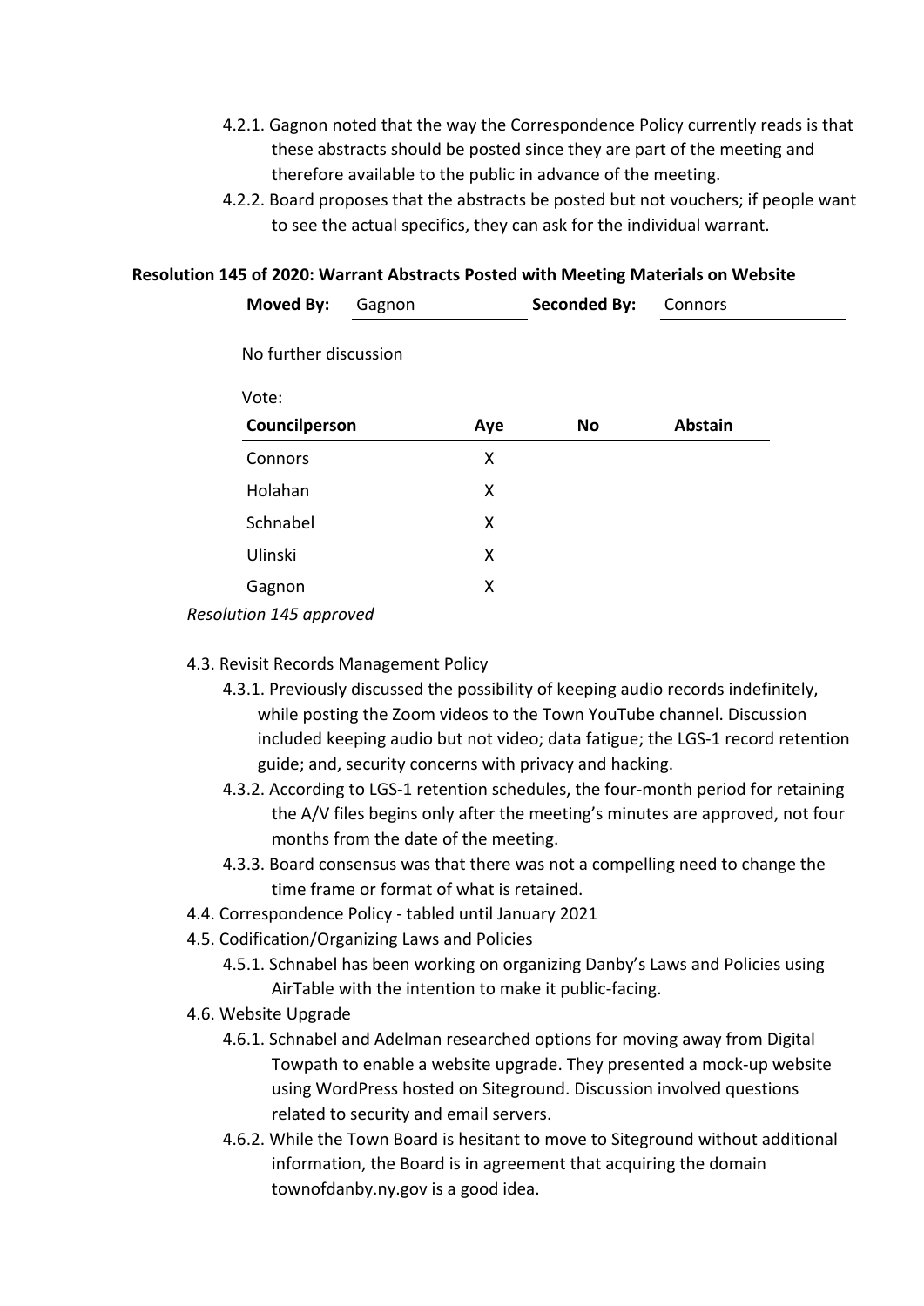4.2.1. Gagnon noted that the way the Correspondence Policy currently reads is that these abstracts should be posted since they are part of the meeting and therefore available to the public in advance of the meeting.

4.2.2. Board proposes that the abstracts be posted but not vouchers; if people want to see the actual specifics, they can ask for the individual warrant.

**Resolution 145 of 2020: Warrant Abstracts Posted with Meeting Materials on Website**

**Moved By:** Gagnon **Seconded By:** Connors

No further discussion

Vote:

| Councilperson | Aye | No | Abstain |
|---|---|---|---|
| Connors | X | | |
| Holahan | X | | |
| Schnabel | X | | |
| Ulinski | X | | |
| Gagnon | X | | |

*Resolution 145 approved*

4.3. Revisit Records Management Policy

4.3.1. Previously discussed the possibility of keeping audio records indefinitely, while posting the Zoom videos to the Town YouTube channel. Discussion included keeping audio but not video; data fatigue; the LGS-1 record retention guide; and, security concerns with privacy and hacking.

4.3.2. According to LGS-1 retention schedules, the four-month period for retaining the A/V files begins only after the meeting's minutes are approved, not four months from the date of the meeting.

4.3.3. Board consensus was that there was not a compelling need to change the time frame or format of what is retained.

4.4. Correspondence Policy - tabled until January 2021

4.5. Codification/Organizing Laws and Policies

4.5.1. Schnabel has been working on organizing Danby's Laws and Policies using AirTable with the intention to make it public-facing.

4.6. Website Upgrade

4.6.1. Schnabel and Adelman researched options for moving away from Digital Towpath to enable a website upgrade. They presented a mock-up website using WordPress hosted on Siteground. Discussion involved questions related to security and email servers.

4.6.2. While the Town Board is hesitant to move to Siteground without additional information, the Board is in agreement that acquiring the domain townofdanby.ny.gov is a good idea.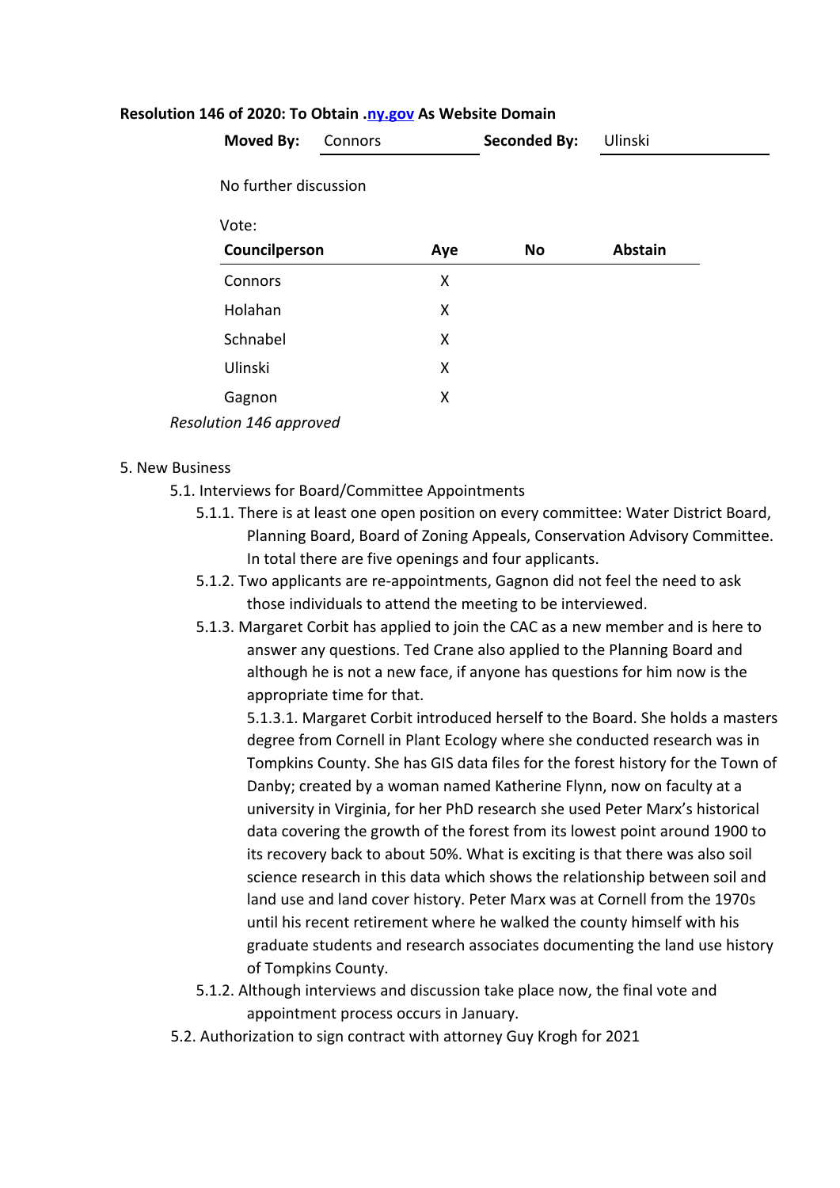**Resolution 146 of 2020: To Obtain .ny.gov As Website Domain**

**Moved By:** Connors **Seconded By:** Ulinski

No further discussion

Vote:

| Councilperson | Aye | No | Abstain |
|---|---|---|---|
| Connors | X | | |
| Holahan | X | | |
| Schnabel | X | | |
| Ulinski | X | | |
| Gagnon | X | | |

*Resolution 146 approved*

5. New Business
   - 5.1. Interviews for Board/Committee Appointments
     - 5.1.1. There is at least one open position on every committee: Water District Board, Planning Board, Board of Zoning Appeals, Conservation Advisory Committee. In total there are five openings and four applicants.
     - 5.1.2. Two applicants are re-appointments, Gagnon did not feel the need to ask those individuals to attend the meeting to be interviewed.
     - 5.1.3. Margaret Corbit has applied to join the CAC as a new member and is here to answer any questions. Ted Crane also applied to the Planning Board and although he is not a new face, if anyone has questions for him now is the appropriate time for that.
       - 5.1.3.1. Margaret Corbit introduced herself to the Board. She holds a masters degree from Cornell in Plant Ecology where she conducted research was in Tompkins County. She has GIS data files for the forest history for the Town of Danby; created by a woman named Katherine Flynn, now on faculty at a university in Virginia, for her PhD research she used Peter Marx's historical data covering the growth of the forest from its lowest point around 1900 to its recovery back to about 50%. What is exciting is that there was also soil science research in this data which shows the relationship between soil and land use and land cover history. Peter Marx was at Cornell from the 1970s until his recent retirement where he walked the county himself with his graduate students and research associates documenting the land use history of Tompkins County.
     - 5.1.2. Although interviews and discussion take place now, the final vote and appointment process occurs in January.
   - 5.2. Authorization to sign contract with attorney Guy Krogh for 2021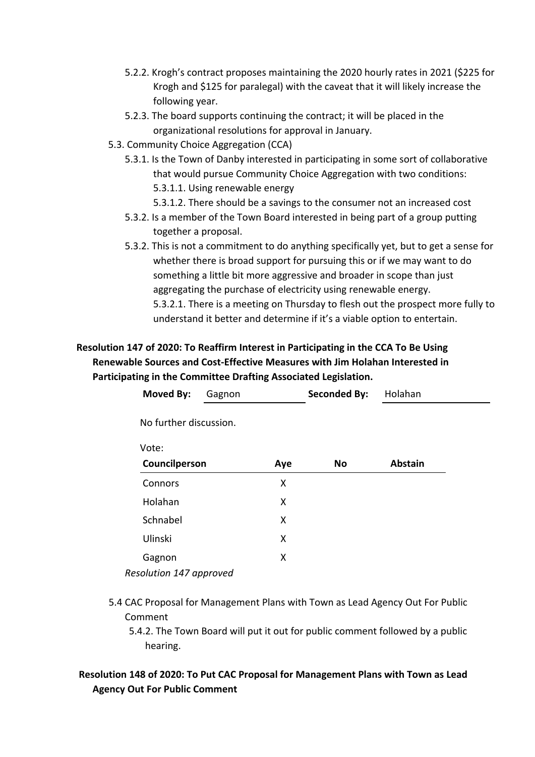- 5.2.2. Krogh's contract proposes maintaining the 2020 hourly rates in 2021 ($225 for Krogh and $125 for paralegal) with the caveat that it will likely increase the following year.
- 5.2.3. The board supports continuing the contract; it will be placed in the organizational resolutions for approval in January.

5.3. Community Choice Aggregation (CCA)

- 5.3.1. Is the Town of Danby interested in participating in some sort of collaborative that would pursue Community Choice Aggregation with two conditions:
  - 5.3.1.1. Using renewable energy
  - 5.3.1.2. There should be a savings to the consumer not an increased cost
- 5.3.2. Is a member of the Town Board interested in being part of a group putting together a proposal.
- 5.3.2. This is not a commitment to do anything specifically yet, but to get a sense for whether there is broad support for pursuing this or if we may want to do something a little bit more aggressive and broader in scope than just aggregating the purchase of electricity using renewable energy.
  - 5.3.2.1. There is a meeting on Thursday to flesh out the prospect more fully to understand it better and determine if it's a viable option to entertain.

**Resolution 147 of 2020: To Reaffirm Interest in Participating in the CCA To Be Using Renewable Sources and Cost-Effective Measures with Jim Holahan Interested in Participating in the Committee Drafting Associated Legislation.**

**Moved By:** Gagnon **Seconded By:** Holahan

No further discussion.

Vote:

| Councilperson | Aye | No | Abstain |
|---|---|---|---|
| Connors | X | | |
| Holahan | X | | |
| Schnabel | X | | |
| Ulinski | X | | |
| Gagnon | X | | |

*Resolution 147 approved*

5.4 CAC Proposal for Management Plans with Town as Lead Agency Out For Public Comment

- 5.4.2. The Town Board will put it out for public comment followed by a public hearing.

**Resolution 148 of 2020: To Put CAC Proposal for Management Plans with Town as Lead Agency Out For Public Comment**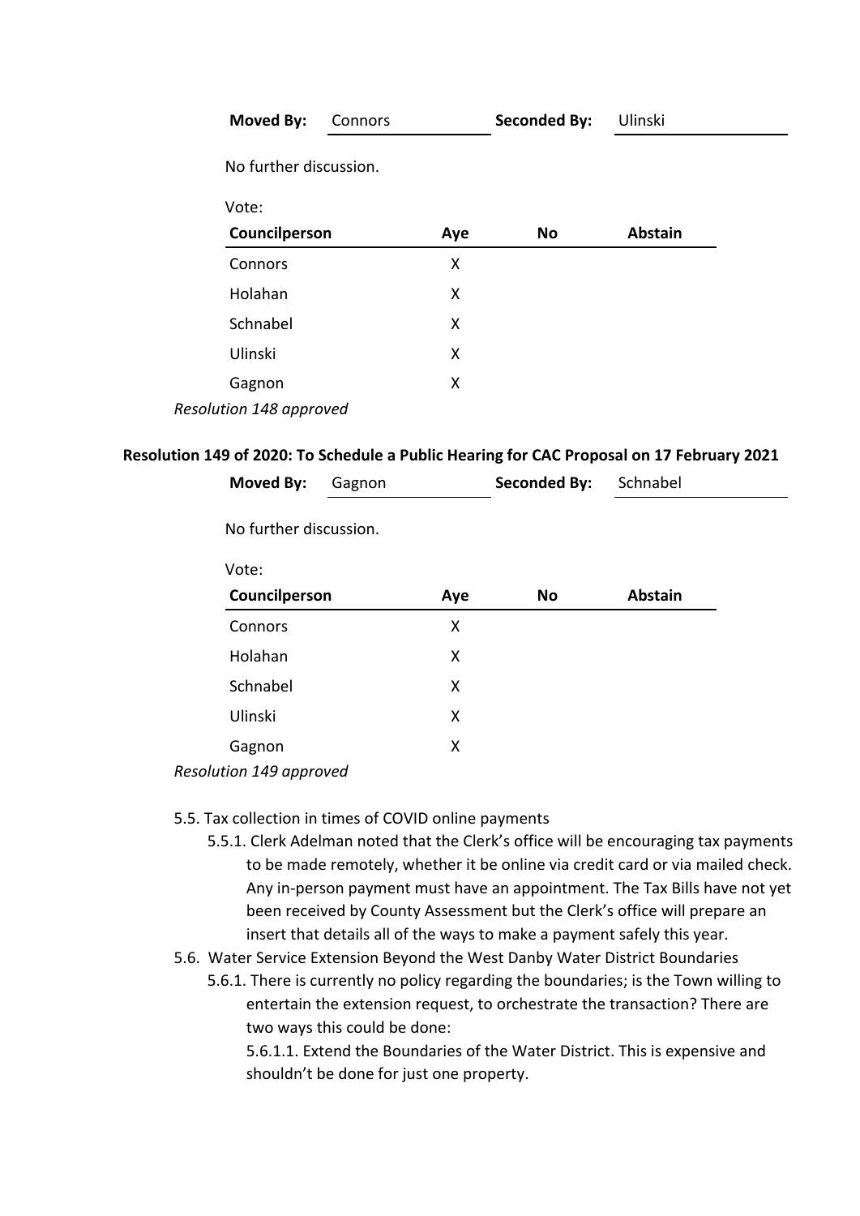| **Moved By:** | Connors | **Seconded By:** | Ulinski |
|---|---|---|---|

No further discussion.

Vote:

| Councilperson | Aye | No | Abstain |
|---|---|---|---|
| Connors | X | | |
| Holahan | X | | |
| Schnabel | X | | |
| Ulinski | X | | |
| Gagnon | X | | |

*Resolution 148 approved*

**Resolution 149 of 2020: To Schedule a Public Hearing for CAC Proposal on 17 February 2021**

| **Moved By:** | Gagnon | **Seconded By:** | Schnabel |
|---|---|---|---|

No further discussion.

Vote:

| Councilperson | Aye | No | Abstain |
|---|---|---|---|
| Connors | X | | |
| Holahan | X | | |
| Schnabel | X | | |
| Ulinski | X | | |
| Gagnon | X | | |

*Resolution 149 approved*

5.5. Tax collection in times of COVID online payments
   5.5.1. Clerk Adelman noted that the Clerk's office will be encouraging tax payments to be made remotely, whether it be online via credit card or via mailed check. Any in-person payment must have an appointment. The Tax Bills have not yet been received by County Assessment but the Clerk's office will prepare an insert that details all of the ways to make a payment safely this year.

5.6. Water Service Extension Beyond the West Danby Water District Boundaries
   5.6.1. There is currently no policy regarding the boundaries; is the Town willing to entertain the extension request, to orchestrate the transaction? There are two ways this could be done:
      5.6.1.1. Extend the Boundaries of the Water District. This is expensive and shouldn't be done for just one property.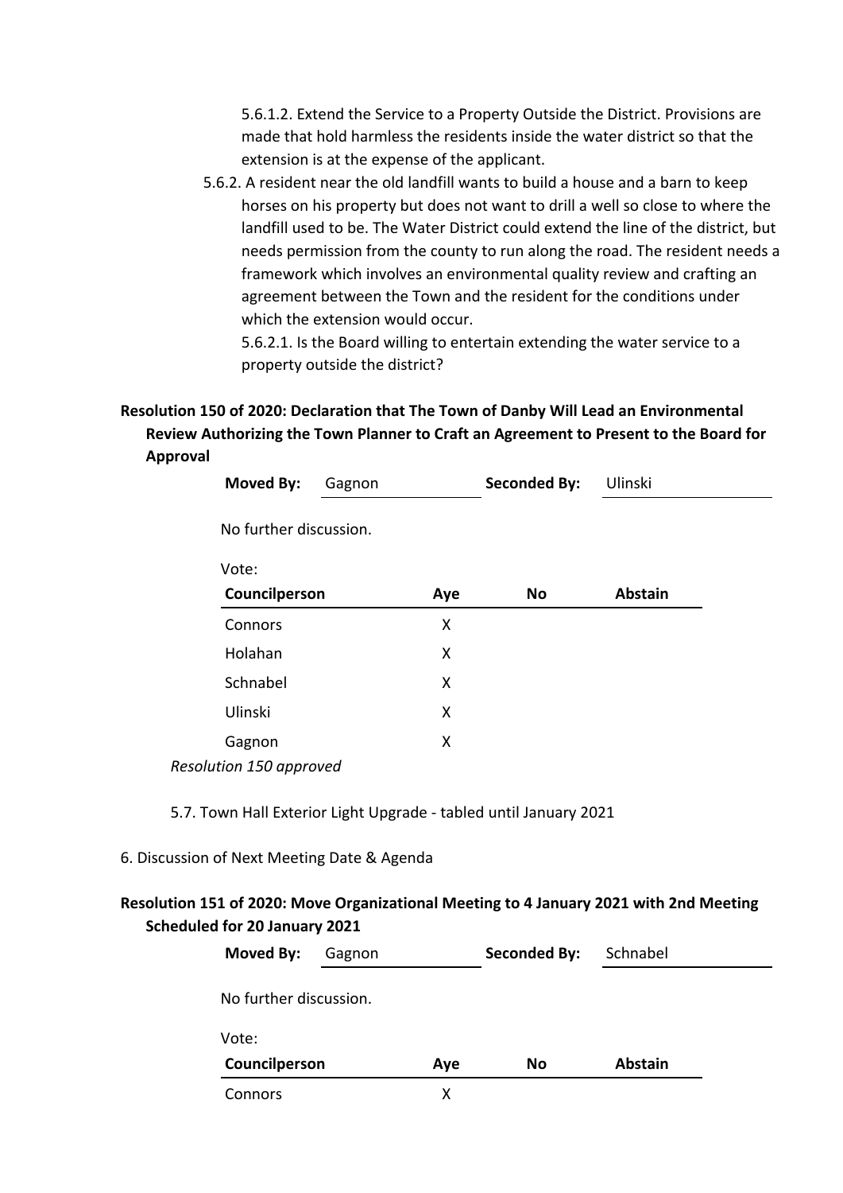5.6.1.2. Extend the Service to a Property Outside the District. Provisions are made that hold harmless the residents inside the water district so that the extension is at the expense of the applicant.

5.6.2. A resident near the old landfill wants to build a house and a barn to keep horses on his property but does not want to drill a well so close to where the landfill used to be. The Water District could extend the line of the district, but needs permission from the county to run along the road. The resident needs a framework which involves an environmental quality review and crafting an agreement between the Town and the resident for the conditions under which the extension would occur.

5.6.2.1. Is the Board willing to entertain extending the water service to a property outside the district?

**Resolution 150 of 2020: Declaration that The Town of Danby Will Lead an Environmental Review Authorizing the Town Planner to Craft an Agreement to Present to the Board for Approval**

| **Moved By:** | Gagnon | **Seconded By:** | Ulinski |
|---|---|---|---|

No further discussion.

Vote:

| Councilperson | Aye | No | Abstain |
|---|---|---|---|
| Connors | X | | |
| Holahan | X | | |
| Schnabel | X | | |
| Ulinski | X | | |
| Gagnon | X | | |

*Resolution 150 approved*

5.7. Town Hall Exterior Light Upgrade - tabled until January 2021

6. Discussion of Next Meeting Date & Agenda

**Resolution 151 of 2020: Move Organizational Meeting to 4 January 2021 with 2nd Meeting Scheduled for 20 January 2021**

| **Moved By:** | Gagnon | **Seconded By:** | Schnabel |
|---|---|---|---|

No further discussion.

Vote:

| Councilperson | Aye | No | Abstain |
|---|---|---|---|
| Connors | X | | |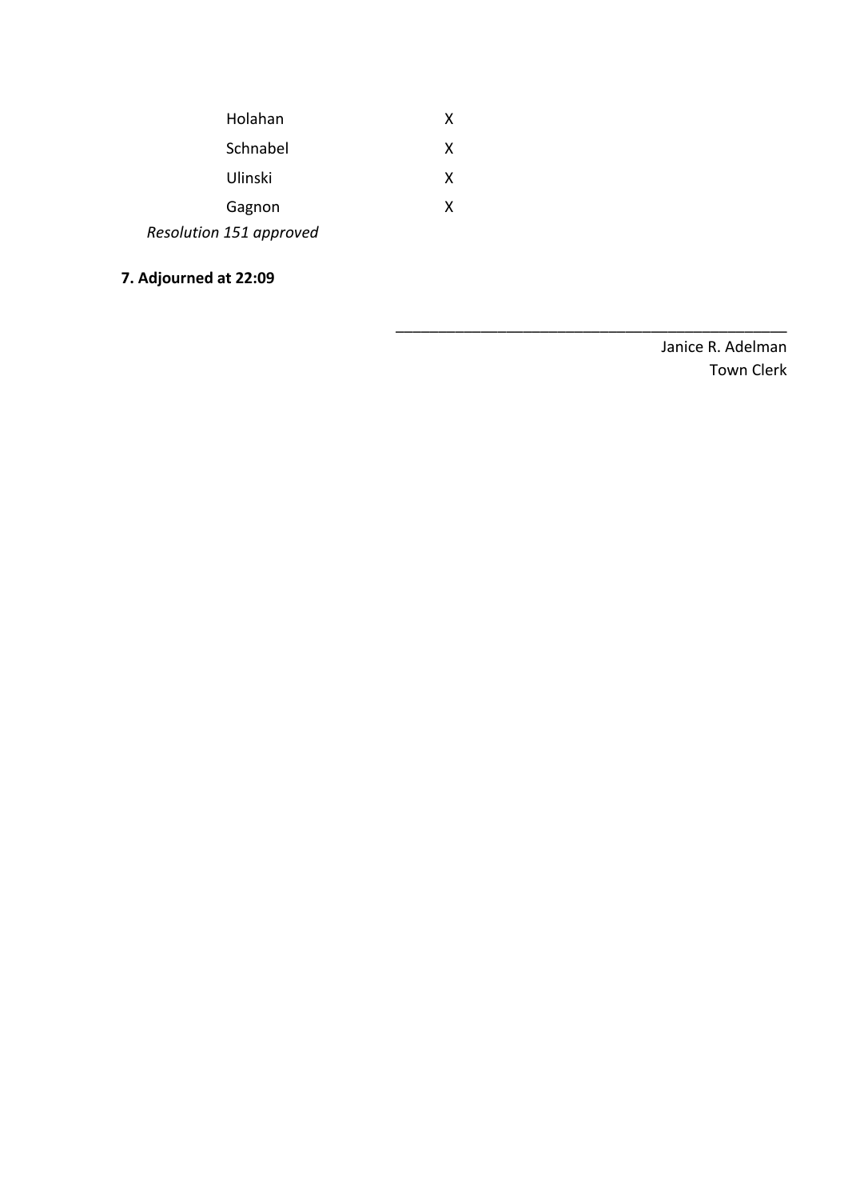| | |
|---|---|
| Holahan | X |
| Schnabel | X |
| Ulinski | X |
| Gagnon | X |

*Resolution 151 approved*

**7. Adjourned at 22:09**

\_\_\_\_\_\_\_\_\_\_\_\_\_\_\_\_\_\_\_\_\_\_\_\_\_\_\_\_\_\_\_\_\_\_\_\_\_\_\_\_\_\_\_\_

Janice R. Adelman
Town Clerk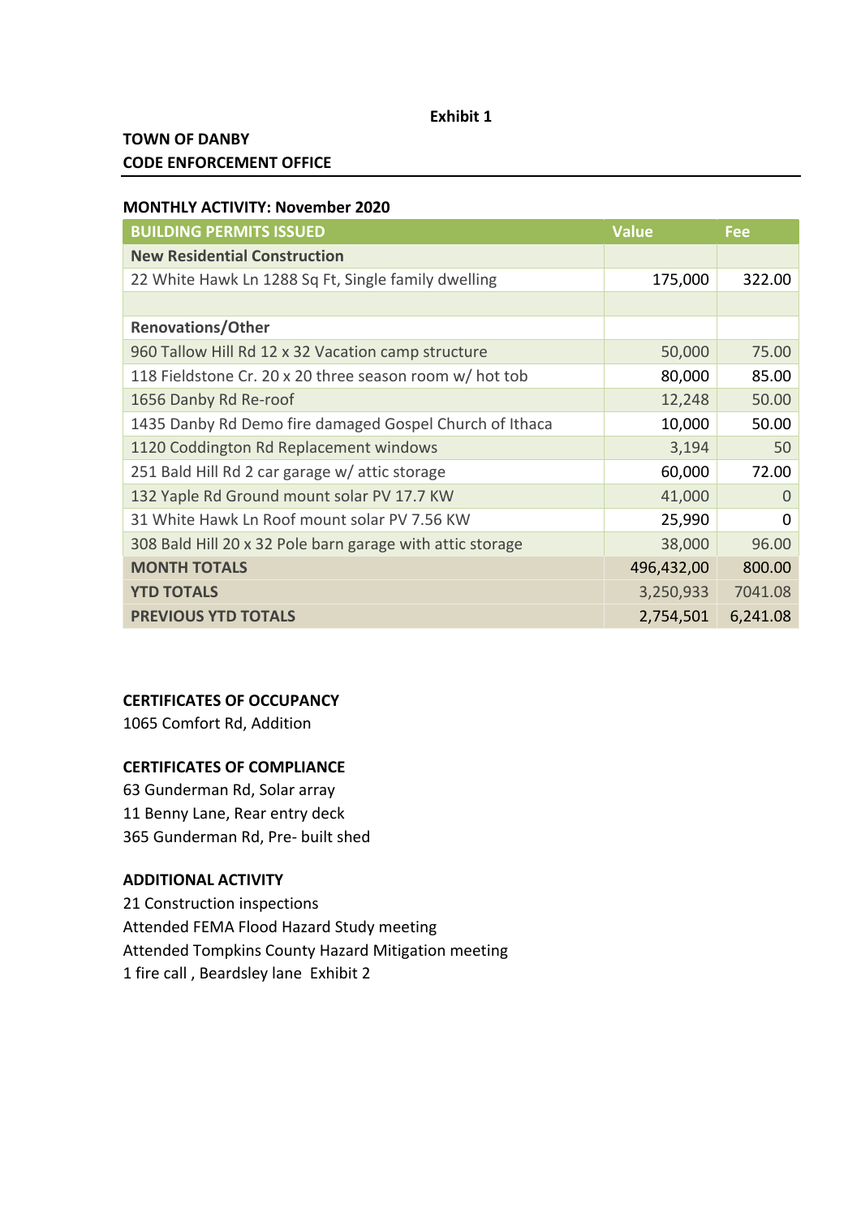**Exhibit 1**

**TOWN OF DANBY**
**CODE ENFORCEMENT OFFICE**

**MONTHLY ACTIVITY: November 2020**

| BUILDING PERMITS ISSUED | Value | Fee |
|---|---|---|
| **New Residential Construction** | | |
| 22 White Hawk Ln 1288 Sq Ft, Single family dwelling | 175,000 | 322.00 |
| | | |
| **Renovations/Other** | | |
| 960 Tallow Hill Rd 12 x 32 Vacation camp structure | 50,000 | 75.00 |
| 118 Fieldstone Cr. 20 x 20 three season room w/ hot tob | 80,000 | 85.00 |
| 1656 Danby Rd Re-roof | 12,248 | 50.00 |
| 1435 Danby Rd Demo fire damaged Gospel Church of Ithaca | 10,000 | 50.00 |
| 1120 Coddington Rd Replacement windows | 3,194 | 50 |
| 251 Bald Hill Rd 2 car garage w/ attic storage | 60,000 | 72.00 |
| 132 Yaple Rd Ground mount solar PV 17.7 KW | 41,000 | 0 |
| 31 White Hawk Ln Roof mount solar PV 7.56 KW | 25,990 | 0 |
| 308 Bald Hill 20 x 32 Pole barn garage with attic storage | 38,000 | 96.00 |
| **MONTH TOTALS** | 496,432,00 | 800.00 |
| **YTD TOTALS** | 3,250,933 | 7041.08 |
| **PREVIOUS YTD TOTALS** | 2,754,501 | 6,241.08 |

**CERTIFICATES OF OCCUPANCY**

1065 Comfort Rd, Addition

**CERTIFICATES OF COMPLIANCE**

63 Gunderman Rd, Solar array
11 Benny Lane, Rear entry deck
365 Gunderman Rd, Pre- built shed

**ADDITIONAL ACTIVITY**

21 Construction inspections
Attended FEMA Flood Hazard Study meeting
Attended Tompkins County Hazard Mitigation meeting
1 fire call , Beardsley lane Exhibit 2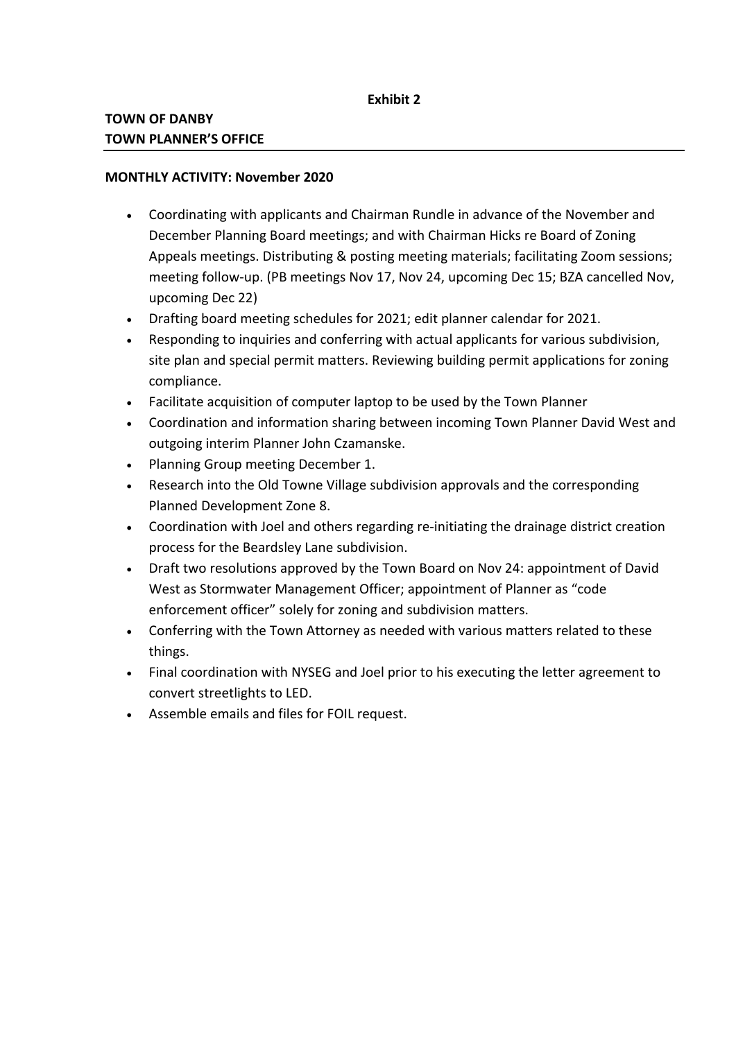**Exhibit 2**

**TOWN OF DANBY**
**TOWN PLANNER'S OFFICE**

---

**MONTHLY ACTIVITY: November 2020**

- Coordinating with applicants and Chairman Rundle in advance of the November and December Planning Board meetings; and with Chairman Hicks re Board of Zoning Appeals meetings. Distributing & posting meeting materials; facilitating Zoom sessions; meeting follow-up. (PB meetings Nov 17, Nov 24, upcoming Dec 15; BZA cancelled Nov, upcoming Dec 22)
- Drafting board meeting schedules for 2021; edit planner calendar for 2021.
- Responding to inquiries and conferring with actual applicants for various subdivision, site plan and special permit matters. Reviewing building permit applications for zoning compliance.
- Facilitate acquisition of computer laptop to be used by the Town Planner
- Coordination and information sharing between incoming Town Planner David West and outgoing interim Planner John Czamanske.
- Planning Group meeting December 1.
- Research into the Old Towne Village subdivision approvals and the corresponding Planned Development Zone 8.
- Coordination with Joel and others regarding re-initiating the drainage district creation process for the Beardsley Lane subdivision.
- Draft two resolutions approved by the Town Board on Nov 24: appointment of David West as Stormwater Management Officer; appointment of Planner as "code enforcement officer" solely for zoning and subdivision matters.
- Conferring with the Town Attorney as needed with various matters related to these things.
- Final coordination with NYSEG and Joel prior to his executing the letter agreement to convert streetlights to LED.
- Assemble emails and files for FOIL request.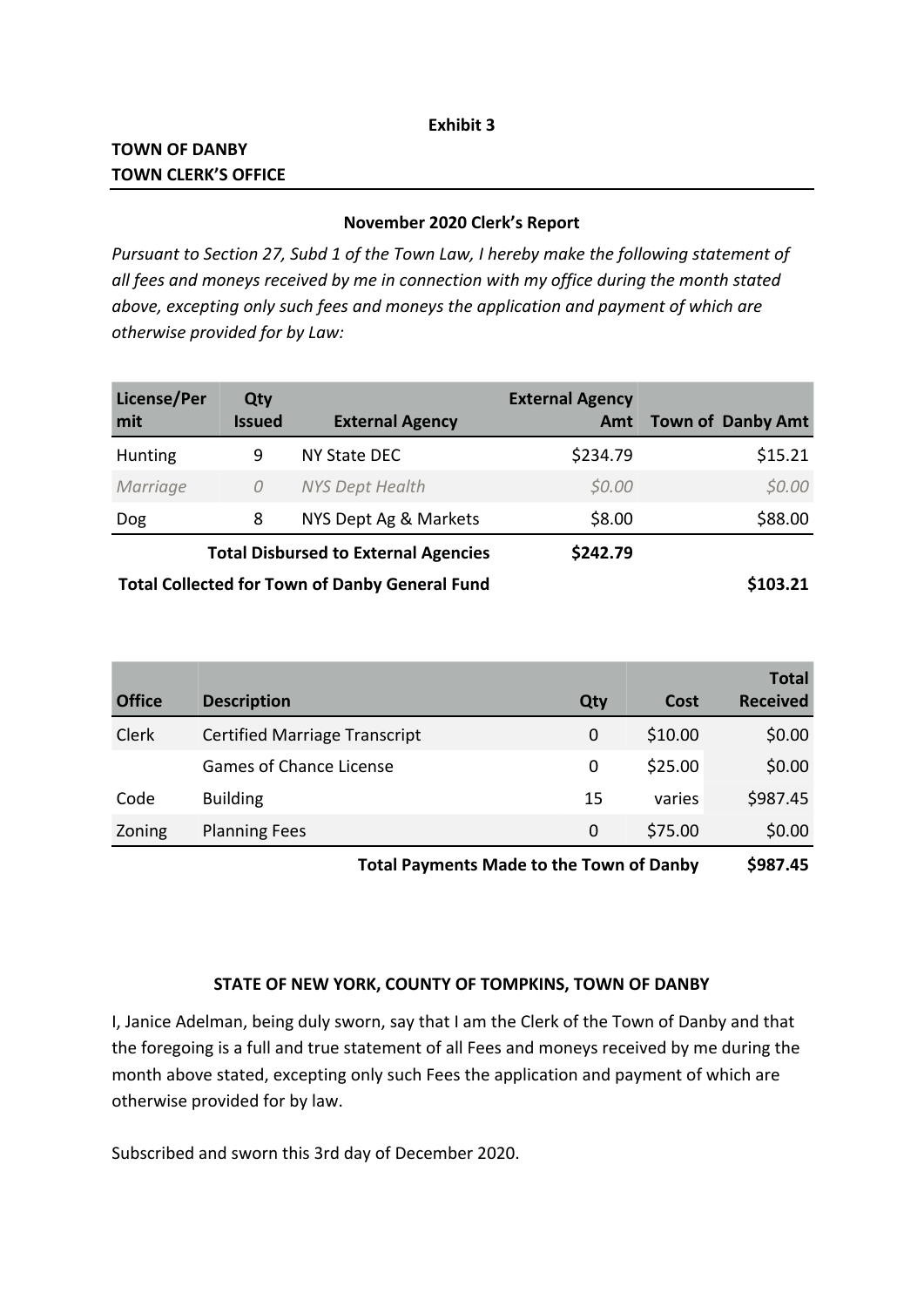**Exhibit 3**

**TOWN OF DANBY**
**TOWN CLERK'S OFFICE**

**November 2020 Clerk's Report**

*Pursuant to Section 27, Subd 1 of the Town Law, I hereby make the following statement of all fees and moneys received by me in connection with my office during the month stated above, excepting only such fees and moneys the application and payment of which are otherwise provided for by Law:*

| License/Permit | Qty Issued | External Agency | External Agency Amt | Town of Danby Amt |
|---|---|---|---|---|
| Hunting | 9 | NY State DEC | $234.79 | $15.21 |
| *Marriage* | *0* | *NYS Dept Health* | *$0.00* | *$0.00* |
| Dog | 8 | NYS Dept Ag & Markets | $8.00 | $88.00 |
| | | **Total Disbursed to External Agencies** | **$242.79** | |
| **Total Collected for Town of Danby General Fund** | | | | **$103.21** |

| Office | Description | Qty | Cost | Total Received |
|---|---|---|---|---|
| Clerk | Certified Marriage Transcript | 0 | $10.00 | $0.00 |
| | Games of Chance License | 0 | $25.00 | $0.00 |
| Code | Building | 15 | varies | $987.45 |
| Zoning | Planning Fees | 0 | $75.00 | $0.00 |
| | **Total Payments Made to the Town of Danby** | | | **$987.45** |

**STATE OF NEW YORK, COUNTY OF TOMPKINS, TOWN OF DANBY**

I, Janice Adelman, being duly sworn, say that I am the Clerk of the Town of Danby and that the foregoing is a full and true statement of all Fees and moneys received by me during the month above stated, excepting only such Fees the application and payment of which are otherwise provided for by law.

Subscribed and sworn this 3rd day of December 2020.